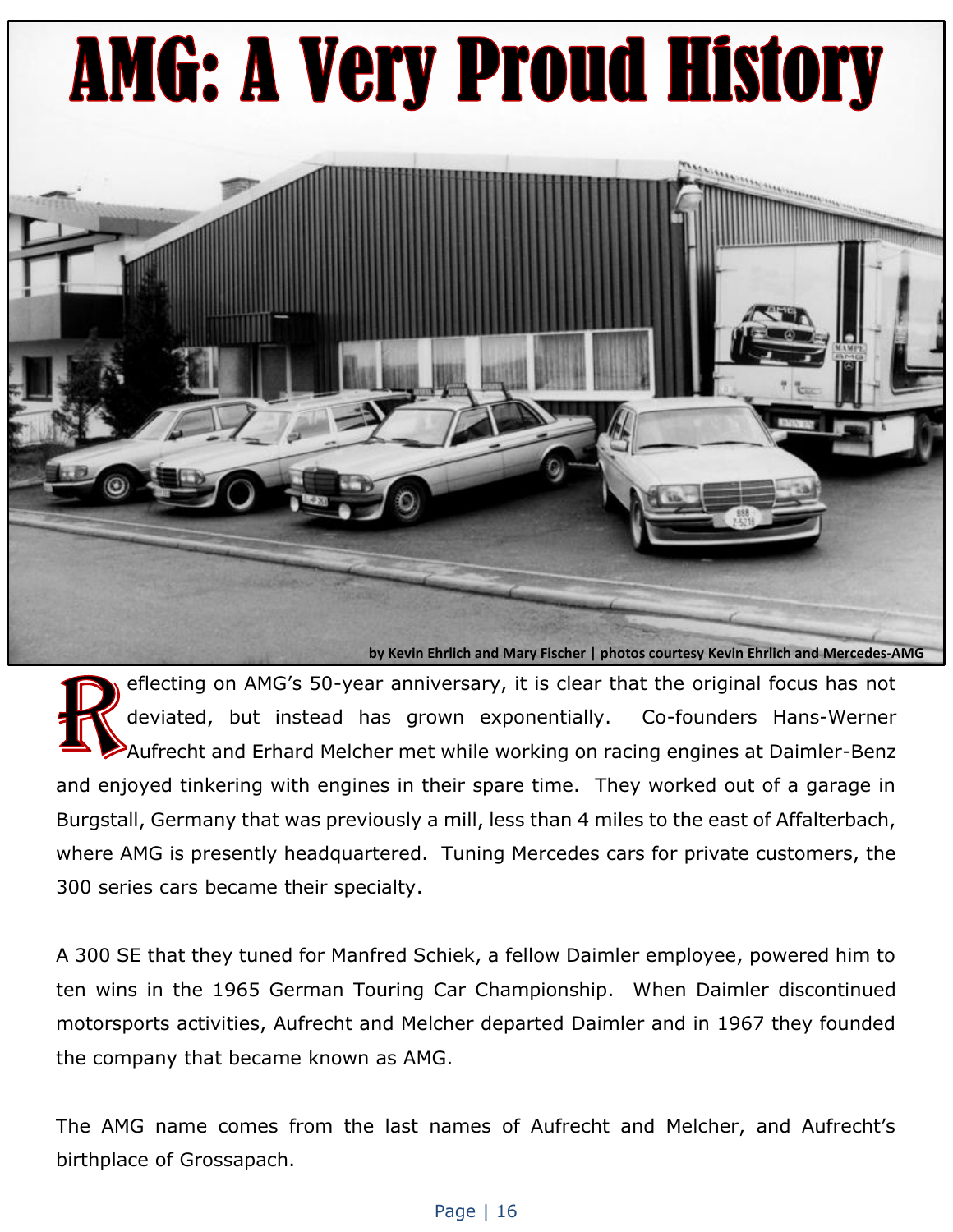# AMG: A Very Proud History

by Kevin Ehrlich and Mary Fischer | photos courtesy Kevin Ehrlich and Mercedes-AMG

Reflecting on AMG's 50-year anniversary, it is clear that the original focus has not deviated, but instead has grown exponentially. Co-founders Hans-Werner Aufrecht and Erhard Melcher met while working on racing engines at Daimler-Benz and enjoyed tinkering with engines in their spare time. They worked out of a garage in Burgstall, Germany that was previously a mill, less than 4 miles to the east of Affalterbach, where AMG is presently headquartered. Tuning Mercedes cars for private customers, the 300 series cars became their specialty.

A 300 SE that they tuned for Manfred Schiek, a fellow Daimler employee, powered him to ten wins in the 1965 German Touring Car Championship. When Daimler discontinued motorsports activities, Aufrecht and Melcher departed Daimler and in 1967 they founded the company that became known as AMG.

The AMG name comes from the last names of Aufrecht and Melcher, and Aufrecht's birthplace of Grossapach.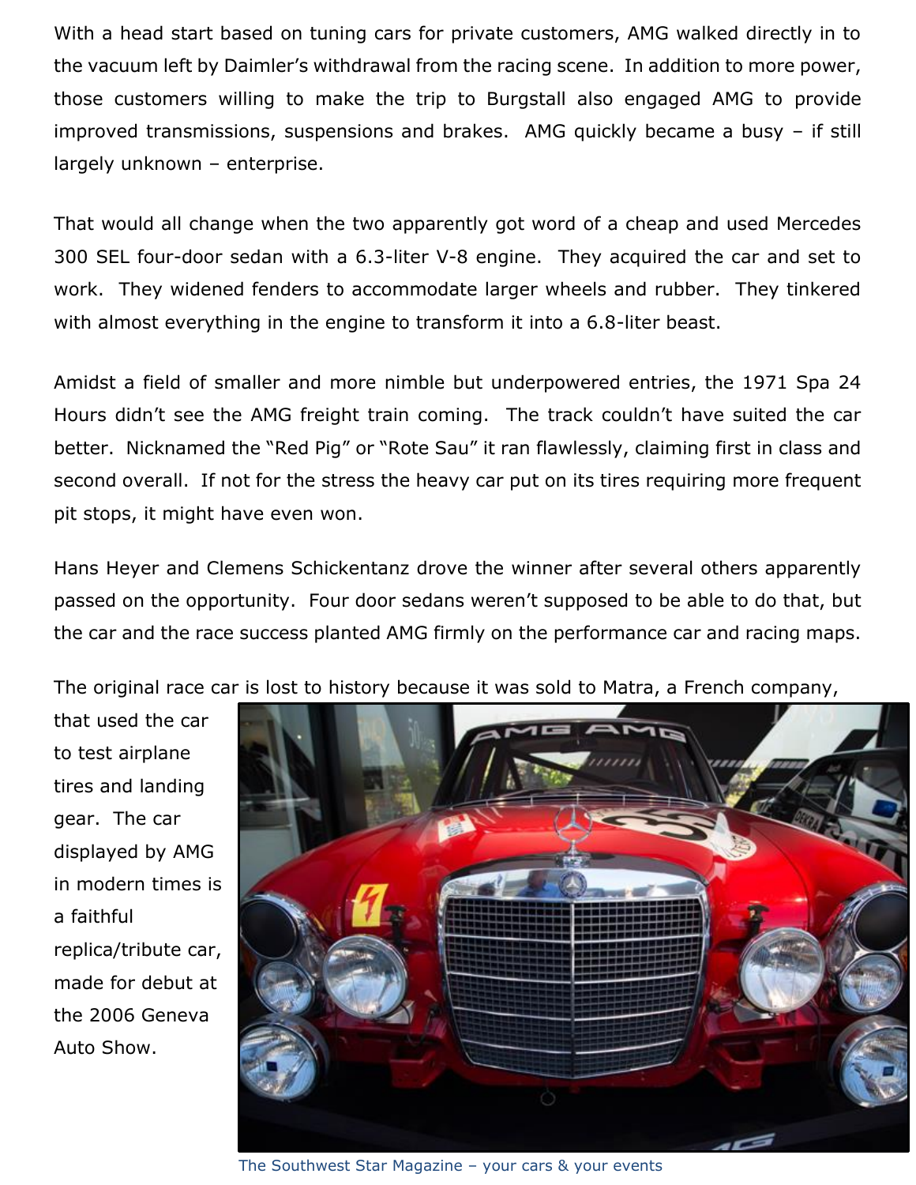With a head start based on tuning cars for private customers, AMG walked directly in to the vacuum left by Daimler's withdrawal from the racing scene. In addition to more power, those customers willing to make the trip to Burgstall also engaged AMG to provide improved transmissions, suspensions and brakes. AMG quickly became a busy – if still largely unknown – enterprise.

That would all change when the two apparently got word of a cheap and used Mercedes 300 SEL four-door sedan with a 6.3-liter V-8 engine. They acquired the car and set to work. They widened fenders to accommodate larger wheels and rubber. They tinkered with almost everything in the engine to transform it into a 6.8-liter beast.

Amidst a field of smaller and more nimble but underpowered entries, the 1971 Spa 24 Hours didn't see the AMG freight train coming. The track couldn't have suited the car better. Nicknamed the "Red Pig" or "Rote Sau" it ran flawlessly, claiming first in class and second overall. If not for the stress the heavy car put on its tires requiring more frequent pit stops, it might have even won.

Hans Heyer and Clemens Schickentanz drove the winner after several others apparently passed on the opportunity. Four door sedans weren't supposed to be able to do that, but the car and the race success planted AMG firmly on the performance car and racing maps.

The original race car is lost to history because it was sold to Matra, a French company, that used the car to test airplane tires and landing gear. The car displayed by AMG in modern times is a faithful replica/tribute car, made for debut at the 2006 Geneva Auto Show.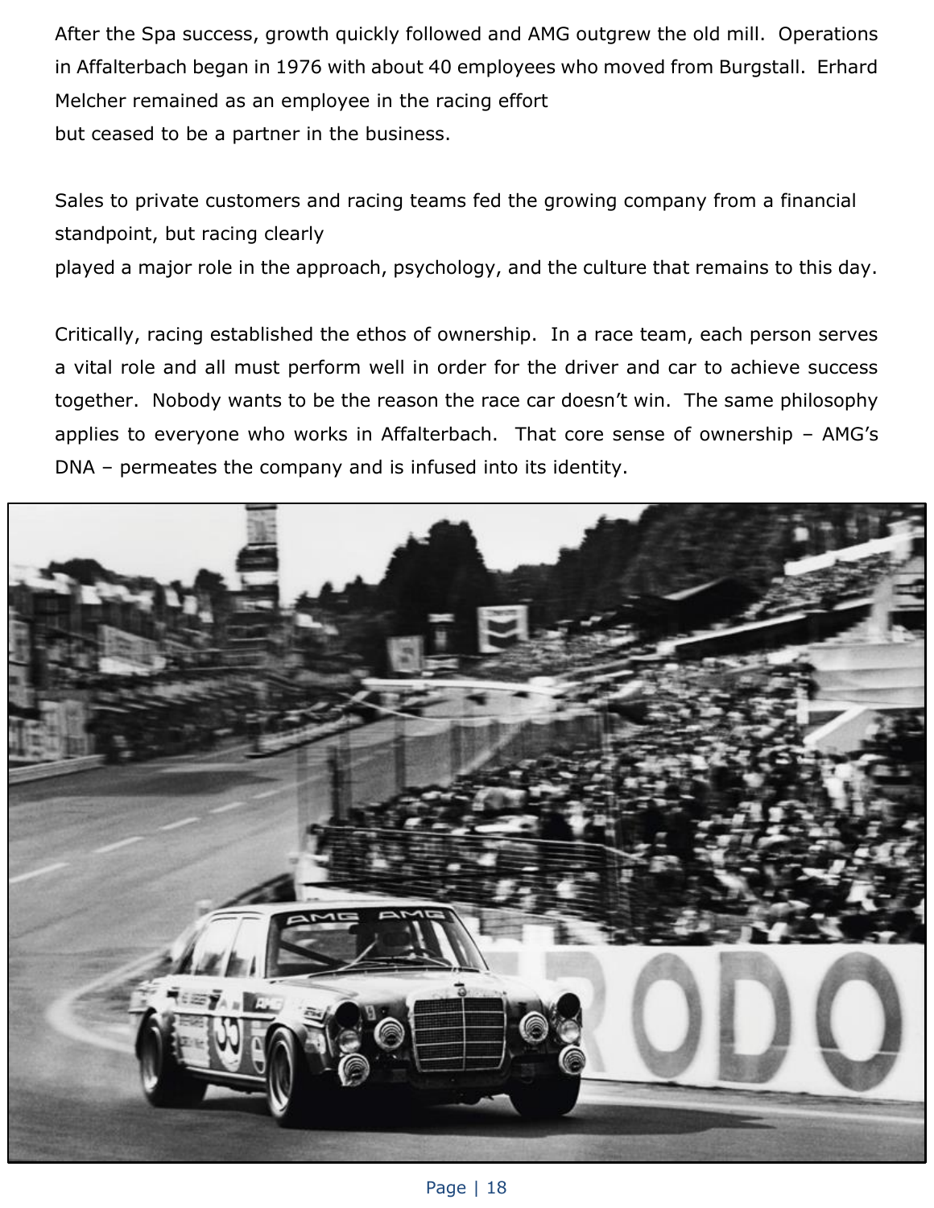After the Spa success, growth quickly followed and AMG outgrew the old mill. Operations in Affalterbach began in 1976 with about 40 employees who moved from Burgstall. Erhard Melcher remained as an employee in the racing effort but ceased to be a partner in the business.

Sales to private customers and racing teams fed the growing company from a financial standpoint, but racing clearly played a major role in the approach, psychology, and the culture that remains to this day.

Critically, racing established the ethos of ownership. In a race team, each person serves a vital role and all must perform well in order for the driver and car to achieve success together. Nobody wants to be the reason the race car doesn't win. The same philosophy applies to everyone who works in Affalterbach. That core sense of ownership – AMG's DNA – permeates the company and is infused into its identity.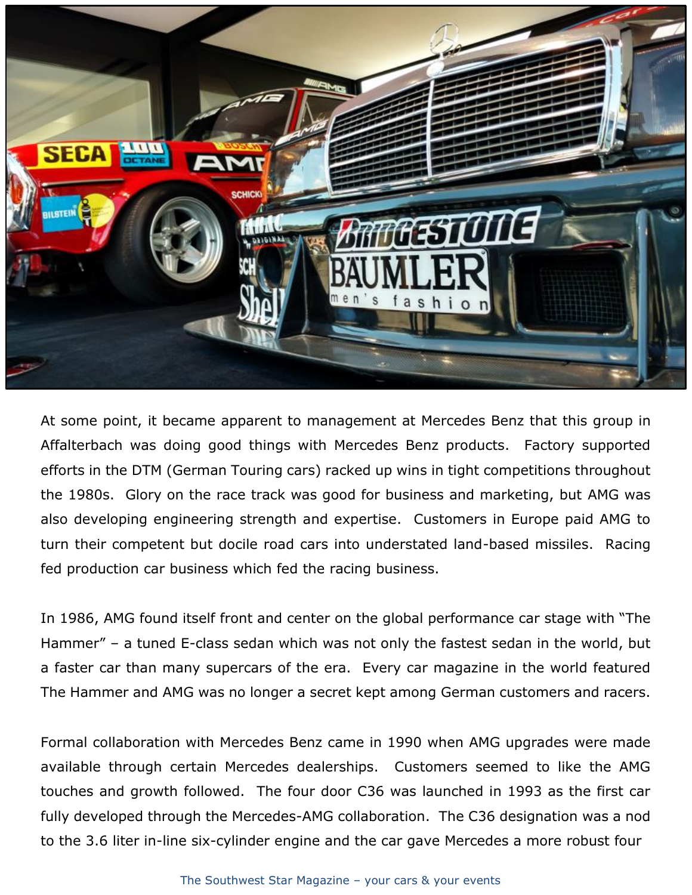At some point, it became apparent to management at Mercedes Benz that this group in Affalterbach was doing good things with Mercedes Benz products. Factory supported efforts in the DTM (German Touring cars) racked up wins in tight competitions throughout the 1980s. Glory on the race track was good for business and marketing, but AMG was also developing engineering strength and expertise. Customers in Europe paid AMG to turn their competent but docile road cars into understated land-based missiles. Racing fed production car business which fed the racing business.

In 1986, AMG found itself front and center on the global performance car stage with "The Hammer" – a tuned E-class sedan which was not only the fastest sedan in the world, but a faster car than many supercars of the era. Every car magazine in the world featured The Hammer and AMG was no longer a secret kept among German customers and racers.

Formal collaboration with Mercedes Benz came in 1990 when AMG upgrades were made available through certain Mercedes dealerships. Customers seemed to like the AMG touches and growth followed. The four door C36 was launched in 1993 as the first car fully developed through the Mercedes-AMG collaboration. The C36 designation was a nod to the 3.6 liter in-line six-cylinder engine and the car gave Mercedes a more robust four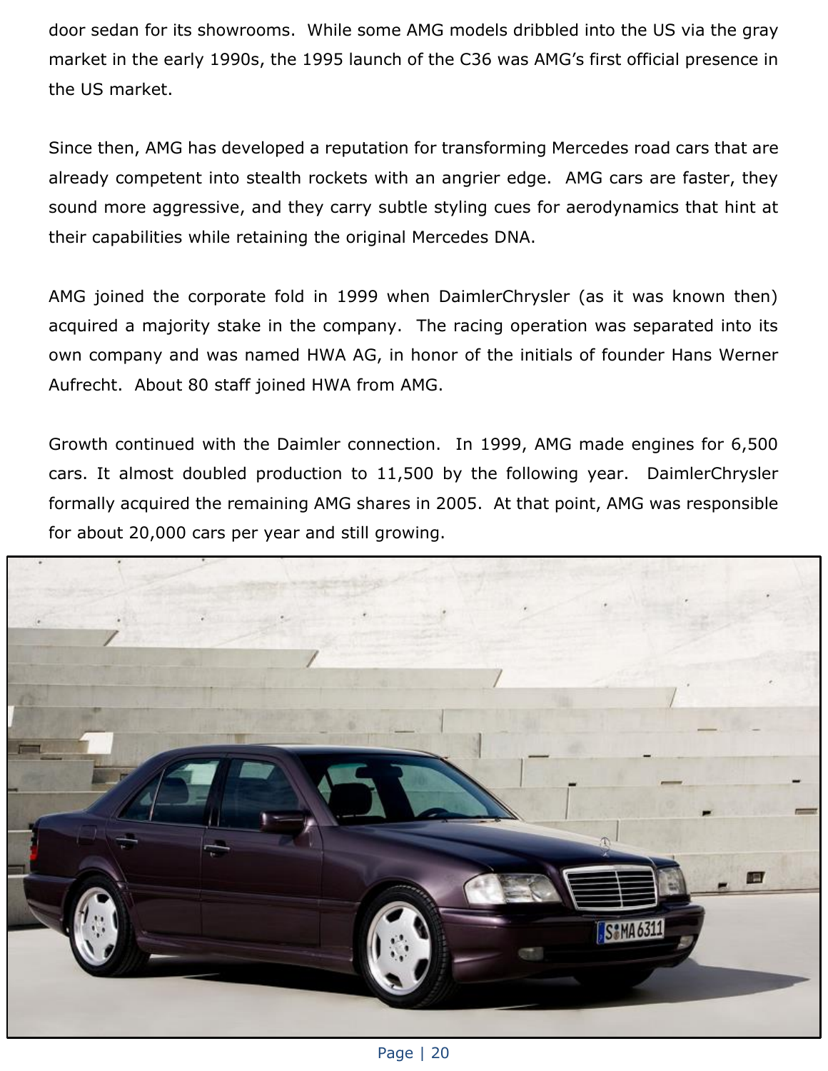door sedan for its showrooms. While some AMG models dribbled into the US via the gray market in the early 1990s, the 1995 launch of the C36 was AMG's first official presence in the US market.

Since then, AMG has developed a reputation for transforming Mercedes road cars that are already competent into stealth rockets with an angrier edge. AMG cars are faster, they sound more aggressive, and they carry subtle styling cues for aerodynamics that hint at their capabilities while retaining the original Mercedes DNA.

AMG joined the corporate fold in 1999 when DaimlerChrysler (as it was known then) acquired a majority stake in the company. The racing operation was separated into its own company and was named HWA AG, in honor of the initials of founder Hans Werner Aufrecht. About 80 staff joined HWA from AMG.

Growth continued with the Daimler connection. In 1999, AMG made engines for 6,500 cars. It almost doubled production to 11,500 by the following year. DaimlerChrysler formally acquired the remaining AMG shares in 2005. At that point, AMG was responsible for about 20,000 cars per year and still growing.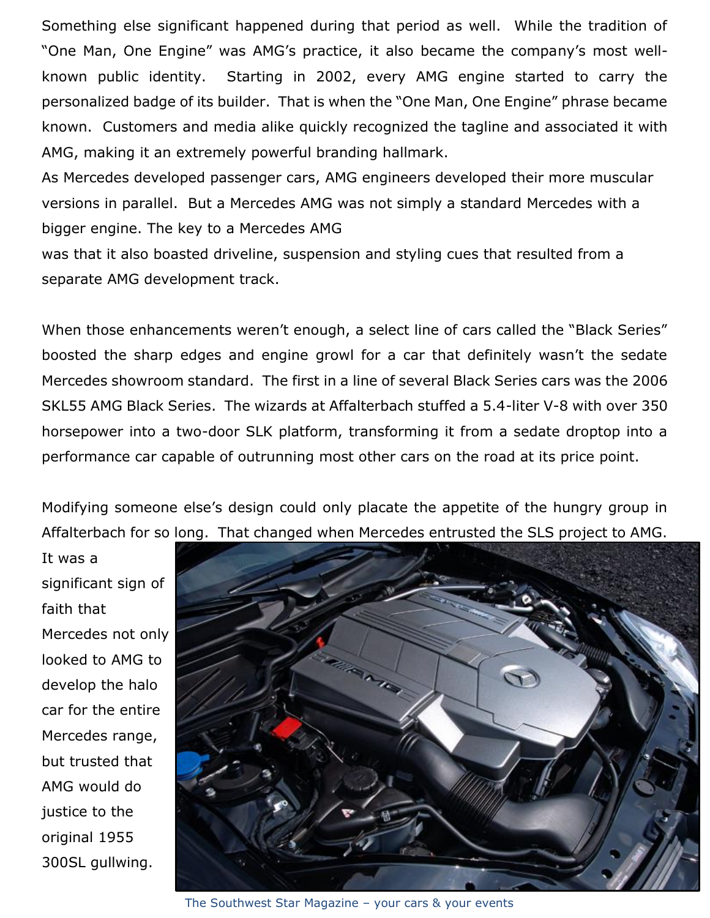Something else significant happened during that period as well. While the tradition of "One Man, One Engine" was AMG's practice, it also became the company's most well-known public identity. Starting in 2002, every AMG engine started to carry the personalized badge of its builder. That is when the "One Man, One Engine" phrase became known. Customers and media alike quickly recognized the tagline and associated it with AMG, making it an extremely powerful branding hallmark.

As Mercedes developed passenger cars, AMG engineers developed their more muscular versions in parallel. But a Mercedes AMG was not simply a standard Mercedes with a bigger engine. The key to a Mercedes AMG was that it also boasted driveline, suspension and styling cues that resulted from a separate AMG development track.

When those enhancements weren't enough, a select line of cars called the "Black Series" boosted the sharp edges and engine growl for a car that definitely wasn't the sedate Mercedes showroom standard. The first in a line of several Black Series cars was the 2006 SKL55 AMG Black Series. The wizards at Affalterbach stuffed a 5.4-liter V-8 with over 350 horsepower into a two-door SLK platform, transforming it from a sedate droptop into a performance car capable of outrunning most other cars on the road at its price point.

Modifying someone else's design could only placate the appetite of the hungry group in Affalterbach for so long. That changed when Mercedes entrusted the SLS project to AMG. It was a significant sign of faith that Mercedes not only looked to AMG to develop the halo car for the entire Mercedes range, but trusted that AMG would do justice to the original 1955 300SL gullwing.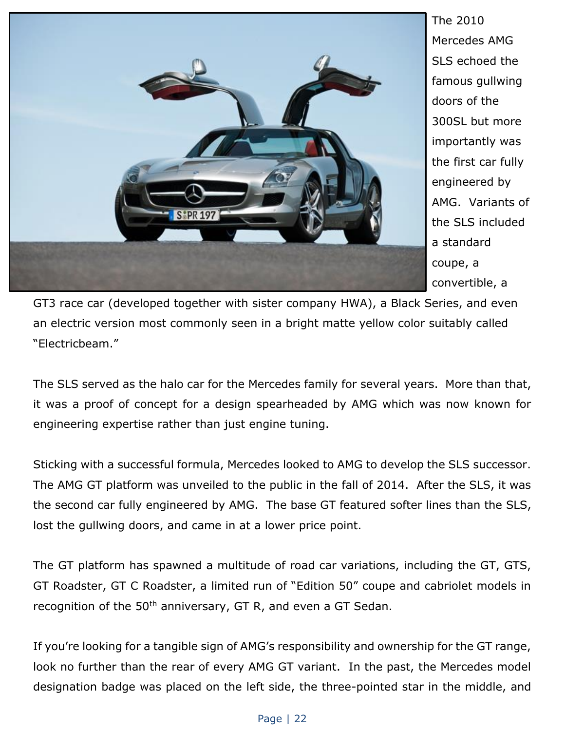The 2010 Mercedes AMG SLS echoed the famous gullwing doors of the 300SL but more importantly was the first car fully engineered by AMG. Variants of the SLS included a standard coupe, a convertible, a GT3 race car (developed together with sister company HWA), a Black Series, and even an electric version most commonly seen in a bright matte yellow color suitably called "Electricbeam."

The SLS served as the halo car for the Mercedes family for several years. More than that, it was a proof of concept for a design spearheaded by AMG which was now known for engineering expertise rather than just engine tuning.

Sticking with a successful formula, Mercedes looked to AMG to develop the SLS successor. The AMG GT platform was unveiled to the public in the fall of 2014. After the SLS, it was the second car fully engineered by AMG. The base GT featured softer lines than the SLS, lost the gullwing doors, and came in at a lower price point.

The GT platform has spawned a multitude of road car variations, including the GT, GTS, GT Roadster, GT C Roadster, a limited run of "Edition 50" coupe and cabriolet models in recognition of the 50th anniversary, GT R, and even a GT Sedan.

If you're looking for a tangible sign of AMG's responsibility and ownership for the GT range, look no further than the rear of every AMG GT variant. In the past, the Mercedes model designation badge was placed on the left side, the three-pointed star in the middle, and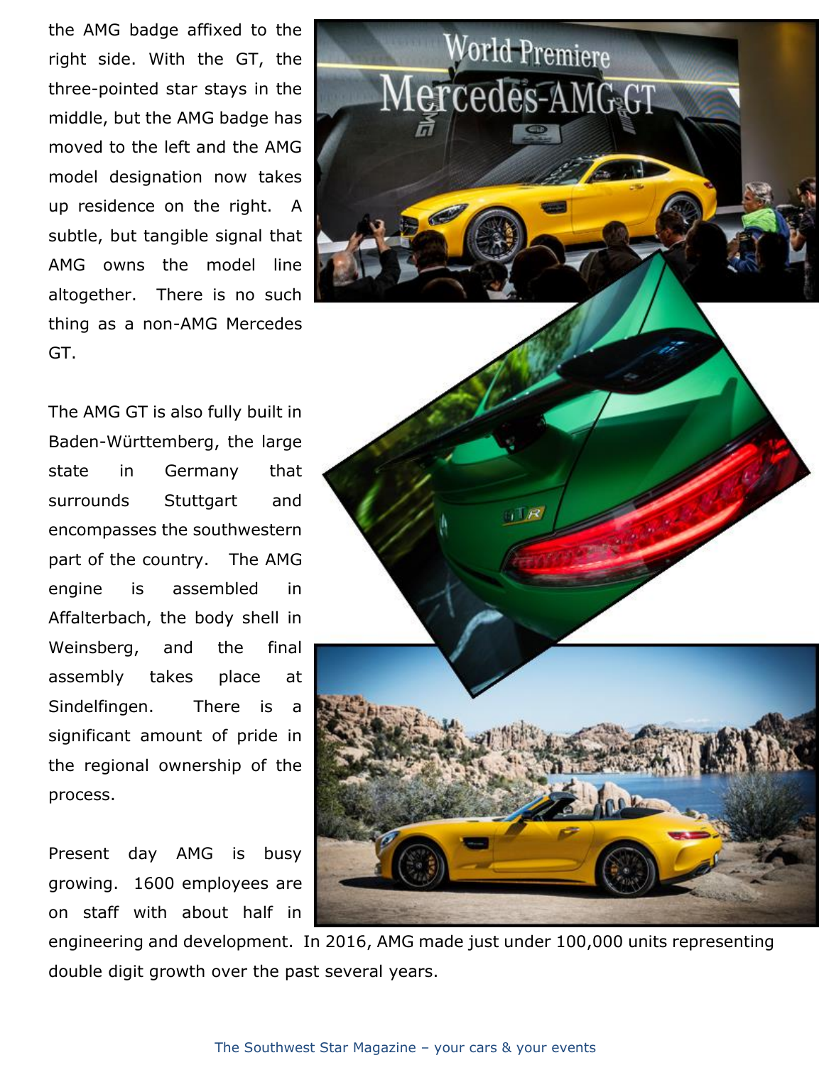the AMG badge affixed to the right side. With the GT, the three-pointed star stays in the middle, but the AMG badge has moved to the left and the AMG model designation now takes up residence on the right. A subtle, but tangible signal that AMG owns the model line altogether. There is no such thing as a non-AMG Mercedes GT.

The AMG GT is also fully built in Baden-Württemberg, the large state in Germany that surrounds Stuttgart and encompasses the southwestern part of the country. The AMG engine is assembled in Affalterbach, the body shell in Weinsberg, and the final assembly takes place at Sindelfingen. There is a significant amount of pride in the regional ownership of the process.

Present day AMG is busy growing. 1600 employees are on staff with about half in engineering and development. In 2016, AMG made just under 100,000 units representing double digit growth over the past several years.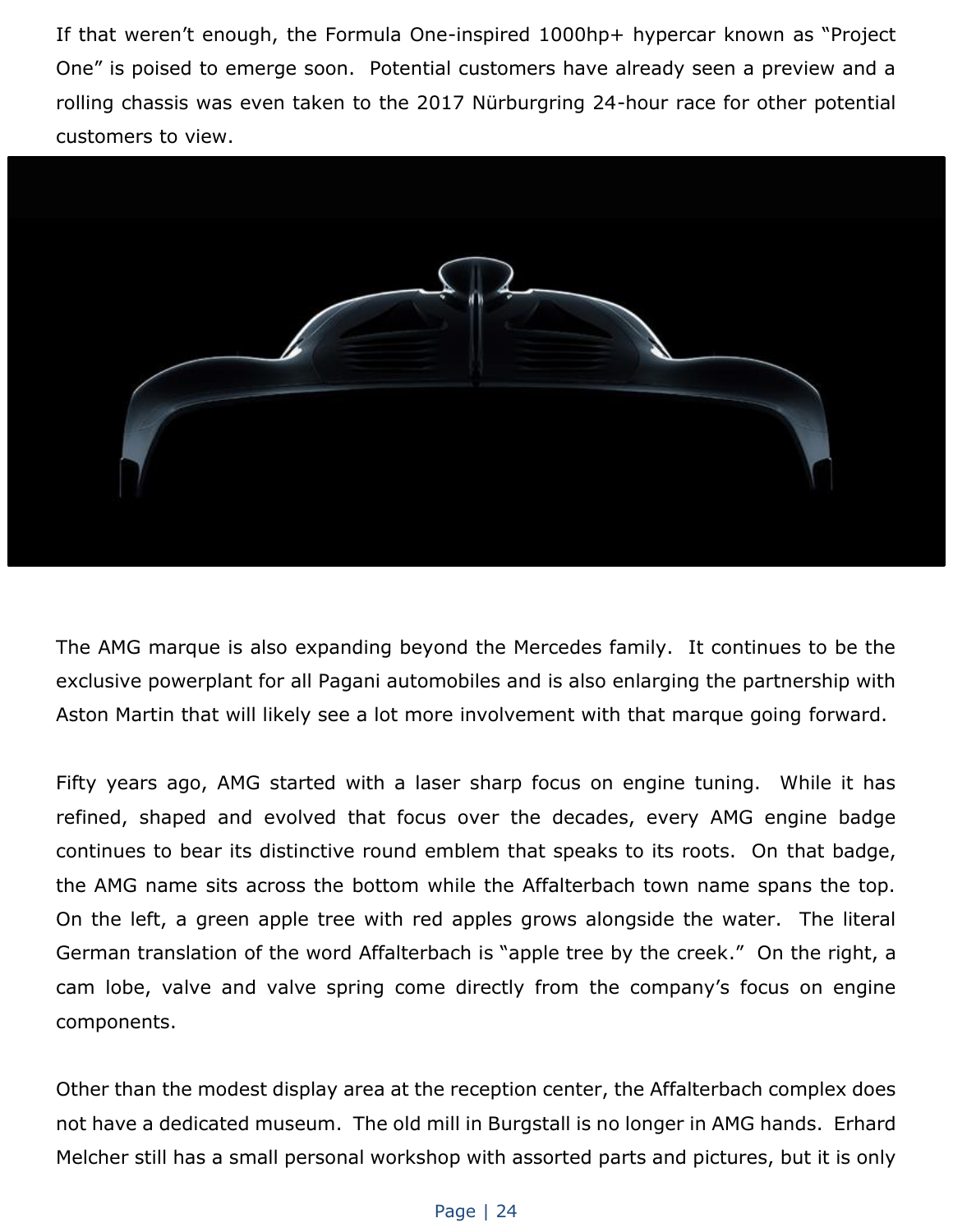If that weren't enough, the Formula One-inspired 1000hp+ hypercar known as "Project One" is poised to emerge soon. Potential customers have already seen a preview and a rolling chassis was even taken to the 2017 Nürburgring 24-hour race for other potential customers to view.

The AMG marque is also expanding beyond the Mercedes family. It continues to be the exclusive powerplant for all Pagani automobiles and is also enlarging the partnership with Aston Martin that will likely see a lot more involvement with that marque going forward.

Fifty years ago, AMG started with a laser sharp focus on engine tuning. While it has refined, shaped and evolved that focus over the decades, every AMG engine badge continues to bear its distinctive round emblem that speaks to its roots. On that badge, the AMG name sits across the bottom while the Affalterbach town name spans the top. On the left, a green apple tree with red apples grows alongside the water. The literal German translation of the word Affalterbach is "apple tree by the creek." On the right, a cam lobe, valve and valve spring come directly from the company's focus on engine components.

Other than the modest display area at the reception center, the Affalterbach complex does not have a dedicated museum. The old mill in Burgstall is no longer in AMG hands. Erhard Melcher still has a small personal workshop with assorted parts and pictures, but it is only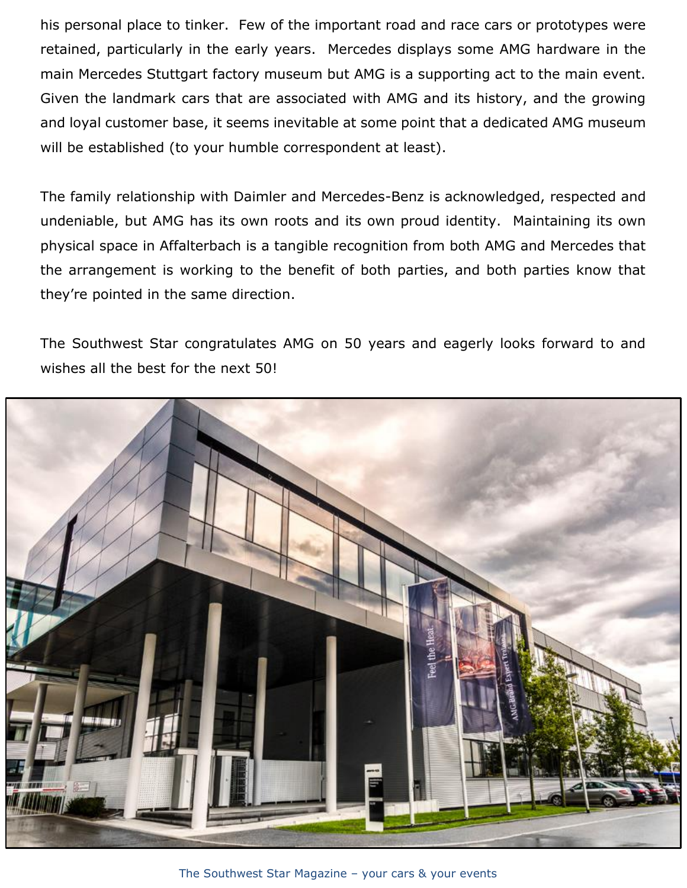his personal place to tinker. Few of the important road and race cars or prototypes were retained, particularly in the early years. Mercedes displays some AMG hardware in the main Mercedes Stuttgart factory museum but AMG is a supporting act to the main event. Given the landmark cars that are associated with AMG and its history, and the growing and loyal customer base, it seems inevitable at some point that a dedicated AMG museum will be established (to your humble correspondent at least).

The family relationship with Daimler and Mercedes-Benz is acknowledged, respected and undeniable, but AMG has its own roots and its own proud identity. Maintaining its own physical space in Affalterbach is a tangible recognition from both AMG and Mercedes that the arrangement is working to the benefit of both parties, and both parties know that they're pointed in the same direction.

The Southwest Star congratulates AMG on 50 years and eagerly looks forward to and wishes all the best for the next 50!